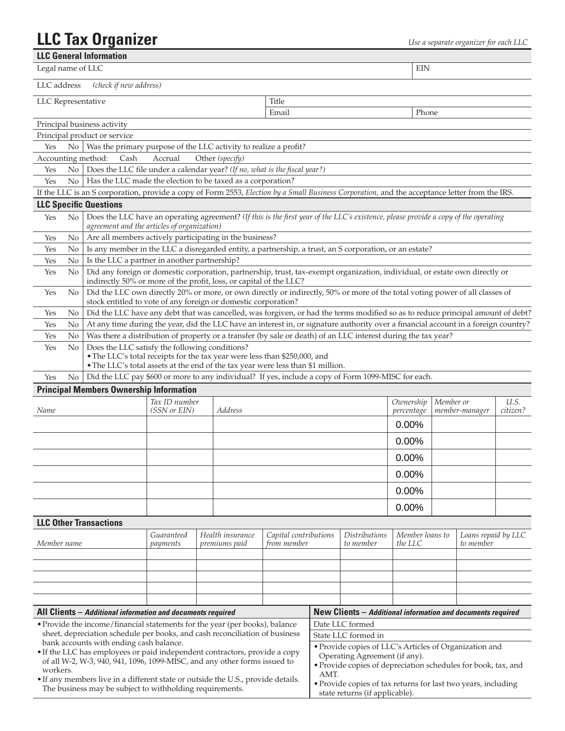# LLC Tax Organizer

*Use a separate organizer for each LLC*

## LLC General Information

| Legal name of LLC | | EIN |
|---|---|---|
| LLC address *(check if new address)* | | |
| LLC Representative | Title | |
| | Email | Phone |
| Principal business activity | | |
| Principal product or service | | |

| | | |
|---|---|---|
| Yes | No | Was the primary purpose of the LLC activity to realize a profit? |

Accounting method: Cash Accrual Other *(specify)*

| | | |
|---|---|---|
| Yes | No | Does the LLC file under a calendar year? *(If no, what is the fiscal year?)* |
| Yes | No | Has the LLC made the election to be taxed as a corporation? |

If the LLC is an S corporation, provide a copy of Form 2553, *Election by a Small Business Corporation,* and the acceptance letter from the IRS.

## LLC Specific Questions

| | | |
|---|---|---|
| Yes | No | Does the LLC have an operating agreement? *(If this is the first year of the LLC's existence, please provide a copy of the operating agreement and the articles of organization)* |
| Yes | No | Are all members actively participating in the business? |
| Yes | No | Is any member in the LLC a disregarded entity, a partnership, a trust, an S corporation, or an estate? |
| Yes | No | Is the LLC a partner in another partnership? |
| Yes | No | Did any foreign or domestic corporation, partnership, trust, tax-exempt organization, individual, or estate own directly or indirectly 50% or more of the profit, loss, or capital of the LLC? |
| Yes | No | Did the LLC own directly 20% or more, or own directly or indirectly, 50% or more of the total voting power of all classes of stock entitled to vote of any foreign or domestic corporation? |
| Yes | No | Did the LLC have any debt that was cancelled, was forgiven, or had the terms modified so as to reduce principal amount of debt? |
| Yes | No | At any time during the year, did the LLC have an interest in, or signature authority over a financial account in a foreign country? |
| Yes | No | Was there a distribution of property or a transfer (by sale or death) of an LLC interest during the tax year? |
| Yes | No | Does the LLC satisfy the following conditions?<br>• The LLC's total receipts for the tax year were less than $250,000, and<br>• The LLC's total assets at the end of the tax year were less than $1 million. |
| Yes | No | Did the LLC pay $600 or more to any individual? If yes, include a copy of Form 1099-MISC for each. |

## Principal Members Ownership Information

| *Name* | *Tax ID number (SSN or EIN)* | *Address* | *Ownership percentage* | *Member or member-manager* | *U.S. citizen?* |
|---|---|---|---|---|---|
| | | | 0.00% | | |
| | | | 0.00% | | |
| | | | 0.00% | | |
| | | | 0.00% | | |
| | | | 0.00% | | |
| | | | 0.00% | | |

## LLC Other Transactions

| *Member name* | *Guaranteed payments* | *Health insurance premiums paid* | *Capital contributions from member* | *Distributions to member* | *Member loans to the LLC* | *Loans repaid by LLC to member* |
|---|---|---|---|---|---|---|
| | | | | | | |
| | | | | | | |
| | | | | | | |
| | | | | | | |
| | | | | | | |

## All Clients – *Additional information and documents required*

- Provide the income/financial statements for the year (per books), balance sheet, depreciation schedule per books, and cash reconciliation of business bank accounts with ending cash balance.
- If the LLC has employees or paid independent contractors, provide a copy of all W-2, W-3, 940, 941, 1096, 1099-MISC, and any other forms issued to workers.
- If any members live in a different state or outside the U.S., provide details. The business may be subject to withholding requirements.

## New Clients – *Additional information and documents required*

Date LLC formed

State LLC formed in

- Provide copies of LLC's Articles of Organization and Operating Agreement (if any).
- Provide copies of depreciation schedules for book, tax, and AMT.
- Provide copies of tax returns for last two years, including state returns (if applicable).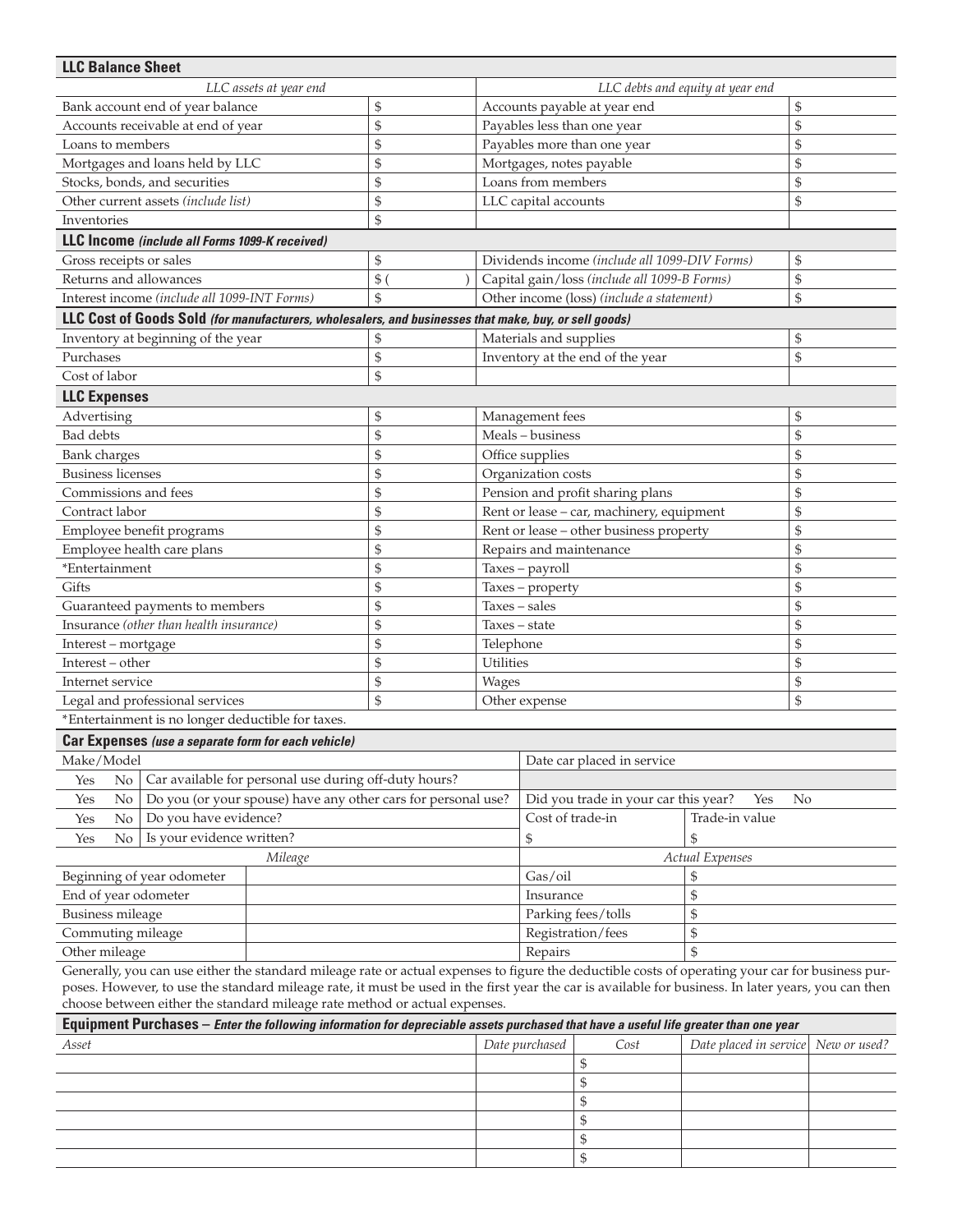## LLC Balance Sheet

| *LLC assets at year end* | | *LLC debts and equity at year end* | |
|---|---|---|---|
| Bank account end of year balance | $ | Accounts payable at year end | $ |
| Accounts receivable at end of year | $ | Payables less than one year | $ |
| Loans to members | $ | Payables more than one year | $ |
| Mortgages and loans held by LLC | $ | Mortgages, notes payable | $ |
| Stocks, bonds, and securities | $ | Loans from members | $ |
| Other current assets *(include list)* | $ | LLC capital accounts | $ |
| Inventories | $ | | |

## LLC Income *(include all Forms 1099-K received)*

| | | | |
|---|---|---|---|
| Gross receipts or sales | $ | Dividends income *(include all 1099-DIV Forms)* | $ |
| Returns and allowances | $ ( ) | Capital gain/loss *(include all 1099-B Forms)* | $ |
| Interest income *(include all 1099-INT Forms)* | $ | Other income (loss) *(include a statement)* | $ |

## LLC Cost of Goods Sold *(for manufacturers, wholesalers, and businesses that make, buy, or sell goods)*

| | | | |
|---|---|---|---|
| Inventory at beginning of the year | $ | Materials and supplies | $ |
| Purchases | $ | Inventory at the end of the year | $ |
| Cost of labor | $ | | |

## LLC Expenses

| | | | |
|---|---|---|---|
| Advertising | $ | Management fees | $ |
| Bad debts | $ | Meals – business | $ |
| Bank charges | $ | Office supplies | $ |
| Business licenses | $ | Organization costs | $ |
| Commissions and fees | $ | Pension and profit sharing plans | $ |
| Contract labor | $ | Rent or lease – car, machinery, equipment | $ |
| Employee benefit programs | $ | Rent or lease – other business property | $ |
| Employee health care plans | $ | Repairs and maintenance | $ |
| *Entertainment | $ | Taxes – payroll | $ |
| Gifts | $ | Taxes – property | $ |
| Guaranteed payments to members | $ | Taxes – sales | $ |
| Insurance *(other than health insurance)* | $ | Taxes – state | $ |
| Interest – mortgage | $ | Telephone | $ |
| Interest – other | $ | Utilities | $ |
| Internet service | $ | Wages | $ |
| Legal and professional services | $ | Other expense | $ |

*Entertainment is no longer deductible for taxes.

## Car Expenses *(use a separate form for each vehicle)*

| | | | | |
|---|---|---|---|---|
| Make/Model | | | Date car placed in service | |
| Yes No | Car available for personal use during off-duty hours? | | | |
| Yes No | Do you (or your spouse) have any other cars for personal use? | | Did you trade in your car this year? Yes No | |
| Yes No | Do you have evidence? | | Cost of trade-in | Trade-in value |
| Yes No | Is your evidence written? | | $ | $ |
| *Mileage* | | | *Actual Expenses* | |
| Beginning of year odometer | | | Gas/oil | $ |
| End of year odometer | | | Insurance | $ |
| Business mileage | | | Parking fees/tolls | $ |
| Commuting mileage | | | Registration/fees | $ |
| Other mileage | | | Repairs | $ |

Generally, you can use either the standard mileage rate or actual expenses to figure the deductible costs of operating your car for business purposes. However, to use the standard mileage rate, it must be used in the first year the car is available for business. In later years, you can then choose between either the standard mileage rate method or actual expenses.

## Equipment Purchases – *Enter the following information for depreciable assets purchased that have a useful life greater than one year*

| *Asset* | *Date purchased* | *Cost* | *Date placed in service* | *New or used?* |
|---|---|---|---|---|
| | | $ | | |
| | | $ | | |
| | | $ | | |
| | | $ | | |
| | | $ | | |
| | | $ | | |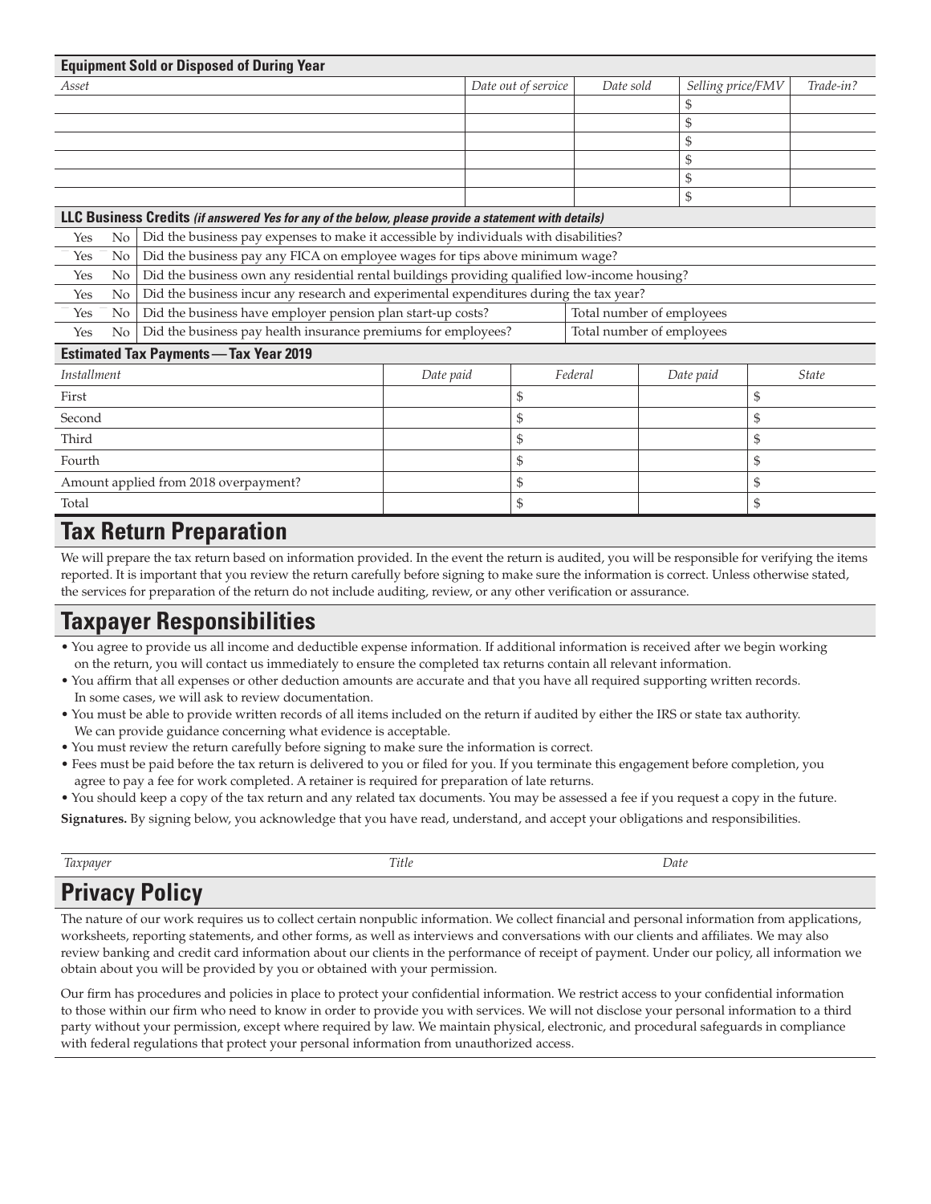## Equipment Sold or Disposed of During Year

| *Asset* | *Date out of service* | *Date sold* | *Selling price/FMV* | *Trade-in?* |
|---|---|---|---|---|
| | | | $ | |
| | | | $ | |
| | | | $ | |
| | | | $ | |
| | | | $ | |
| | | | $ | |

## LLC Business Credits *(if answered Yes for any of the below, please provide a statement with details)*

| | | | |
|---|---|---|---|
| Yes | No | Did the business pay expenses to make it accessible by individuals with disabilities? | |
| Yes | No | Did the business pay any FICA on employee wages for tips above minimum wage? | |
| Yes | No | Did the business own any residential rental buildings providing qualified low-income housing? | |
| Yes | No | Did the business incur any research and experimental expenditures during the tax year? | |
| Yes | No | Did the business have employer pension plan start-up costs? | Total number of employees |
| Yes | No | Did the business pay health insurance premiums for employees? | Total number of employees |

## Estimated Tax Payments — Tax Year 2019

| *Installment* | *Date paid* | *Federal* | *Date paid* | *State* |
|---|---|---|---|---|
| First | | $ | | $ |
| Second | | $ | | $ |
| Third | | $ | | $ |
| Fourth | | $ | | $ |
| Amount applied from 2018 overpayment? | | $ | | $ |
| Total | | $ | | $ |

# Tax Return Preparation

We will prepare the tax return based on information provided. In the event the return is audited, you will be responsible for verifying the items reported. It is important that you review the return carefully before signing to make sure the information is correct. Unless otherwise stated, the services for preparation of the return do not include auditing, review, or any other verification or assurance.

# Taxpayer Responsibilities

- You agree to provide us all income and deductible expense information. If additional information is received after we begin working on the return, you will contact us immediately to ensure the completed tax returns contain all relevant information.
- You affirm that all expenses or other deduction amounts are accurate and that you have all required supporting written records. In some cases, we will ask to review documentation.
- You must be able to provide written records of all items included on the return if audited by either the IRS or state tax authority. We can provide guidance concerning what evidence is acceptable.
- You must review the return carefully before signing to make sure the information is correct.
- Fees must be paid before the tax return is delivered to you or filed for you. If you terminate this engagement before completion, you agree to pay a fee for work completed. A retainer is required for preparation of late returns.
- You should keep a copy of the tax return and any related tax documents. You may be assessed a fee if you request a copy in the future.

**Signatures.** By signing below, you acknowledge that you have read, understand, and accept your obligations and responsibilities.

*Taxpayer* *Title* *Date*

# Privacy Policy

The nature of our work requires us to collect certain nonpublic information. We collect financial and personal information from applications, worksheets, reporting statements, and other forms, as well as interviews and conversations with our clients and affiliates. We may also review banking and credit card information about our clients in the performance of receipt of payment. Under our policy, all information we obtain about you will be provided by you or obtained with your permission.

Our firm has procedures and policies in place to protect your confidential information. We restrict access to your confidential information to those within our firm who need to know in order to provide you with services. We will not disclose your personal information to a third party without your permission, except where required by law. We maintain physical, electronic, and procedural safeguards in compliance with federal regulations that protect your personal information from unauthorized access.